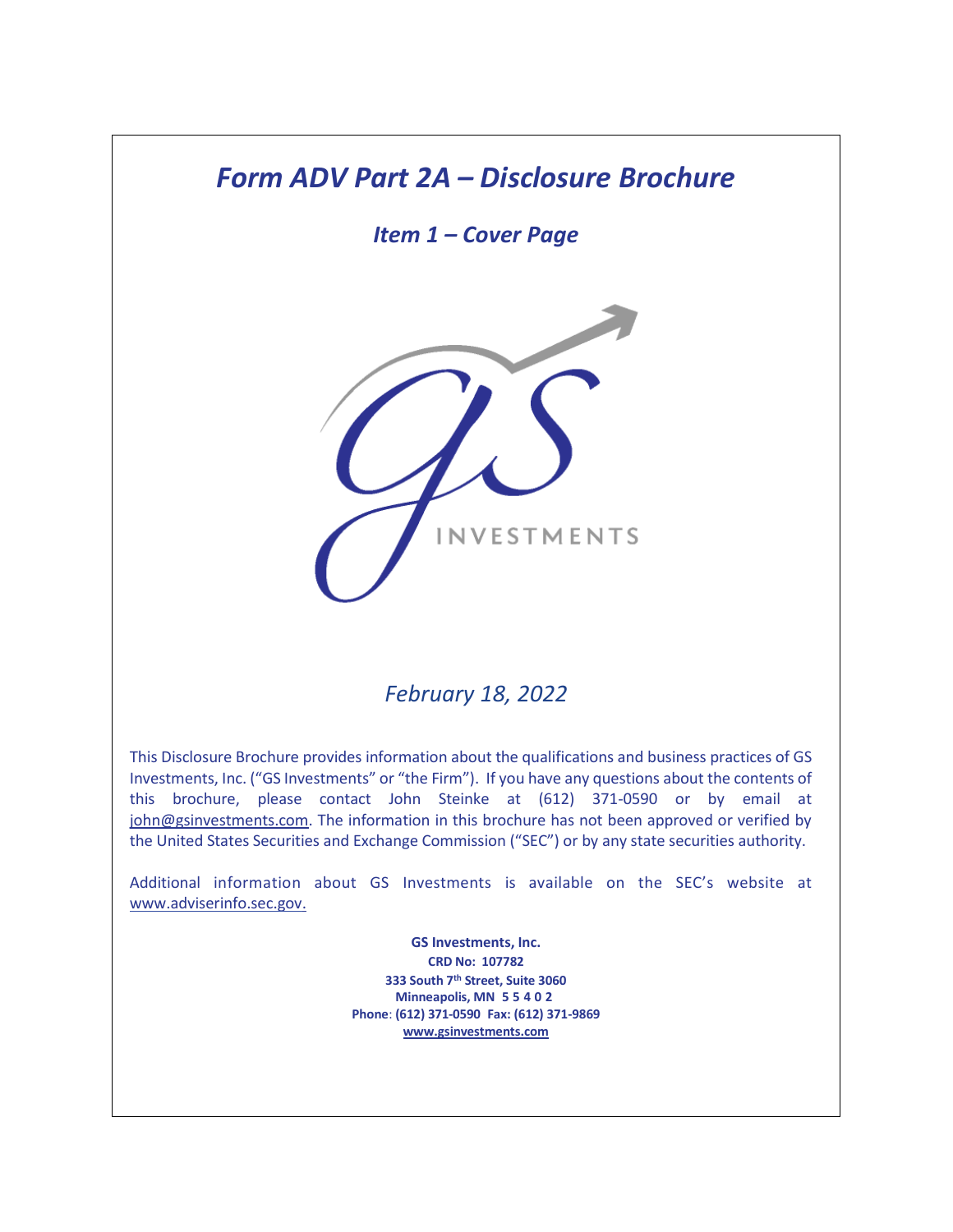# *Form ADV Part 2A – Disclosure Brochure*

## *Item 1 – Cover Page*

INVESTMENTS

*February 18, 2022*

This Disclosure Brochure provides information about the qualifications and business practices of GS Investments, Inc. ("GS Investments" or "the Firm"). If you have any questions about the contents of this brochure, please contact John Steinke at (612) 371-0590 or by email at john@gsinvestments.com. The information in this brochure has not been approved or verified by the United States Securities and Exchange Commission ("SEC") or by any state securities authority.

Additional information about GS Investments is available on the SEC's website at www.adviserinfo.sec.gov.

**GS Investments, Inc.**
**CRD No: 107782**
**333 South 7th Street, Suite 3060**
**Minneapolis, MN 5 5 4 0 2**
**Phone: (612) 371-0590 Fax: (612) 371-9869**
**www.gsinvestments.com**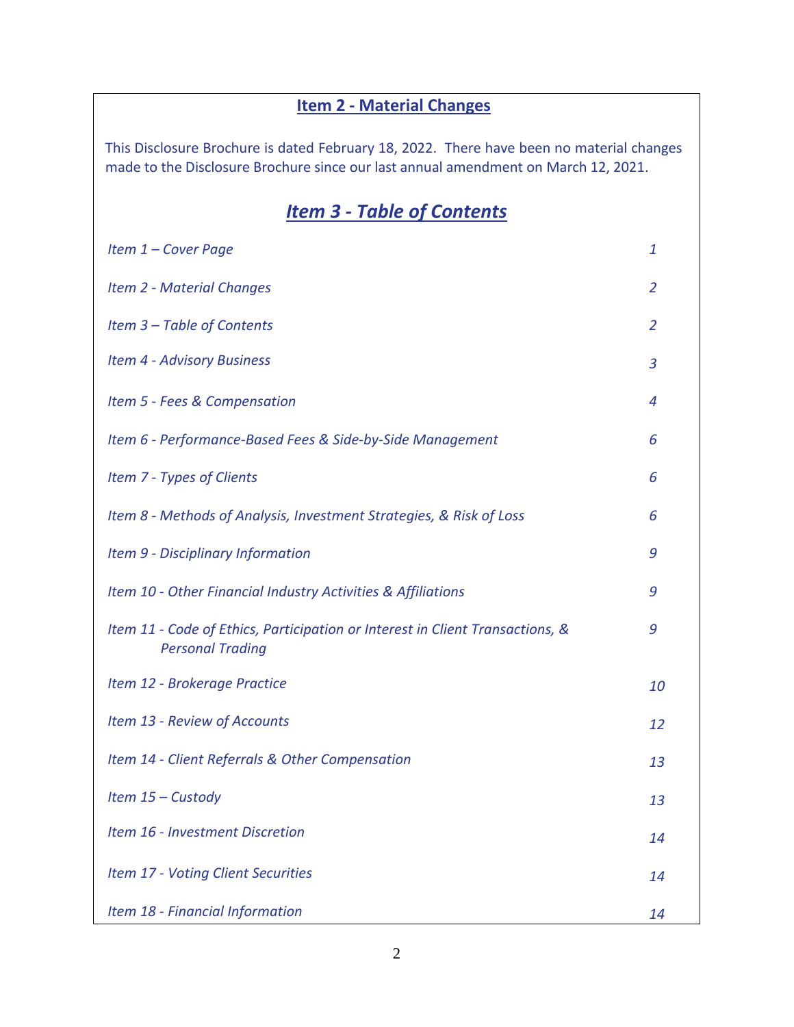## Item 2 - Material Changes

This Disclosure Brochure is dated February 18, 2022. There have been no material changes made to the Disclosure Brochure since our last annual amendment on March 12, 2021.

## *Item 3 - Table of Contents*

| | |
|---|---|
| *Item 1 – Cover Page* | *1* |
| *Item 2 - Material Changes* | *2* |
| *Item 3 – Table of Contents* | *2* |
| *Item 4 - Advisory Business* | *3* |
| *Item 5 - Fees & Compensation* | *4* |
| *Item 6 - Performance-Based Fees & Side-by-Side Management* | *6* |
| *Item 7 - Types of Clients* | *6* |
| *Item 8 - Methods of Analysis, Investment Strategies, & Risk of Loss* | *6* |
| *Item 9 - Disciplinary Information* | *9* |
| *Item 10 - Other Financial Industry Activities & Affiliations* | *9* |
| *Item 11 - Code of Ethics, Participation or Interest in Client Transactions, & Personal Trading* | *9* |
| *Item 12 - Brokerage Practice* | *10* |
| *Item 13 - Review of Accounts* | *12* |
| *Item 14 - Client Referrals & Other Compensation* | *13* |
| *Item 15 – Custody* | *13* |
| *Item 16 - Investment Discretion* | *14* |
| *Item 17 - Voting Client Securities* | *14* |
| *Item 18 - Financial Information* | *14* |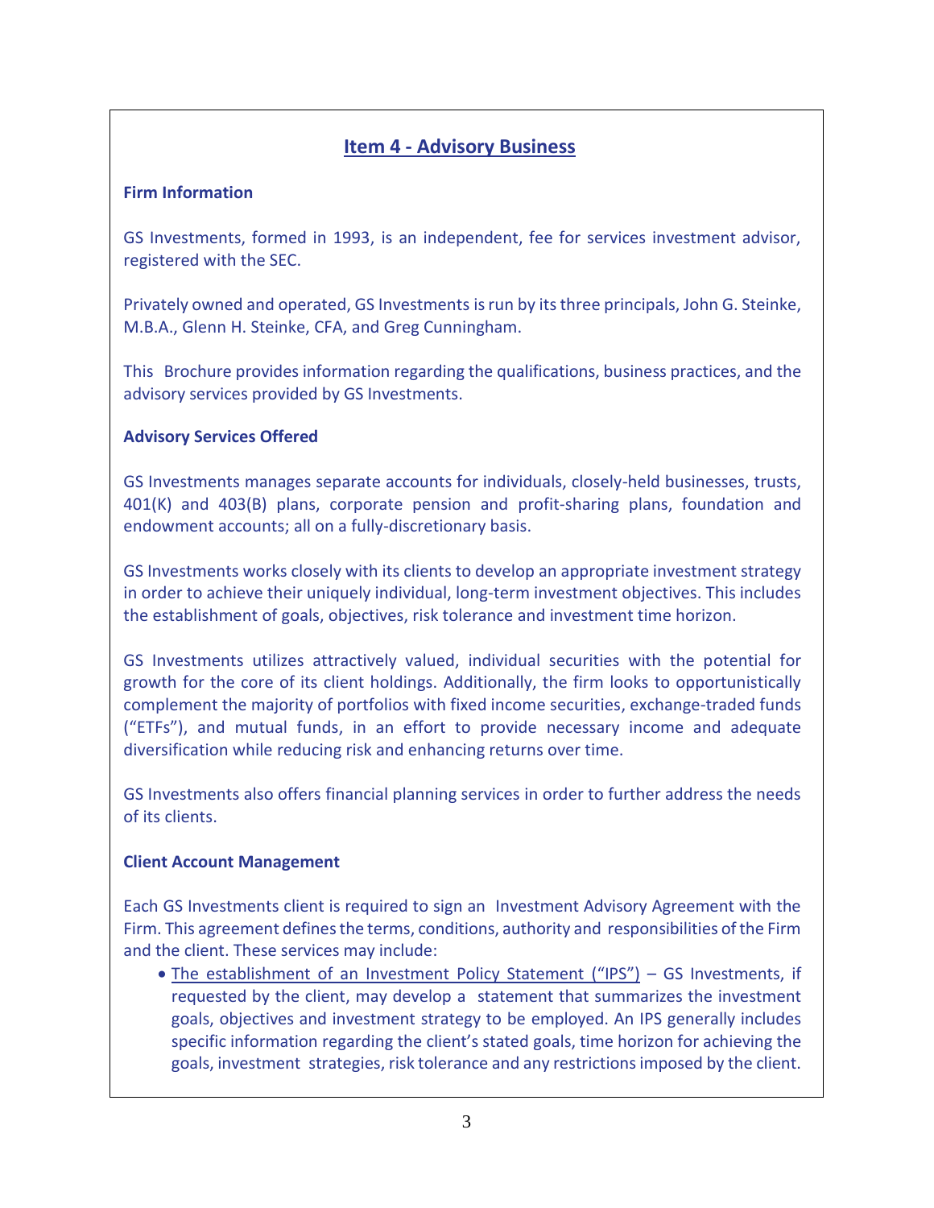## Item 4 - Advisory Business

### Firm Information

GS Investments, formed in 1993, is an independent, fee for services investment advisor, registered with the SEC.

Privately owned and operated, GS Investments is run by its three principals, John G. Steinke, M.B.A., Glenn H. Steinke, CFA, and Greg Cunningham.

This Brochure provides information regarding the qualifications, business practices, and the advisory services provided by GS Investments.

### Advisory Services Offered

GS Investments manages separate accounts for individuals, closely-held businesses, trusts, 401(K) and 403(B) plans, corporate pension and profit-sharing plans, foundation and endowment accounts; all on a fully-discretionary basis.

GS Investments works closely with its clients to develop an appropriate investment strategy in order to achieve their uniquely individual, long-term investment objectives. This includes the establishment of goals, objectives, risk tolerance and investment time horizon.

GS Investments utilizes attractively valued, individual securities with the potential for growth for the core of its client holdings. Additionally, the firm looks to opportunistically complement the majority of portfolios with fixed income securities, exchange-traded funds ("ETFs"), and mutual funds, in an effort to provide necessary income and adequate diversification while reducing risk and enhancing returns over time.

GS Investments also offers financial planning services in order to further address the needs of its clients.

### Client Account Management

Each GS Investments client is required to sign an Investment Advisory Agreement with the Firm. This agreement defines the terms, conditions, authority and responsibilities of the Firm and the client. These services may include:

- The establishment of an Investment Policy Statement ("IPS") – GS Investments, if requested by the client, may develop a statement that summarizes the investment goals, objectives and investment strategy to be employed. An IPS generally includes specific information regarding the client's stated goals, time horizon for achieving the goals, investment strategies, risk tolerance and any restrictions imposed by the client.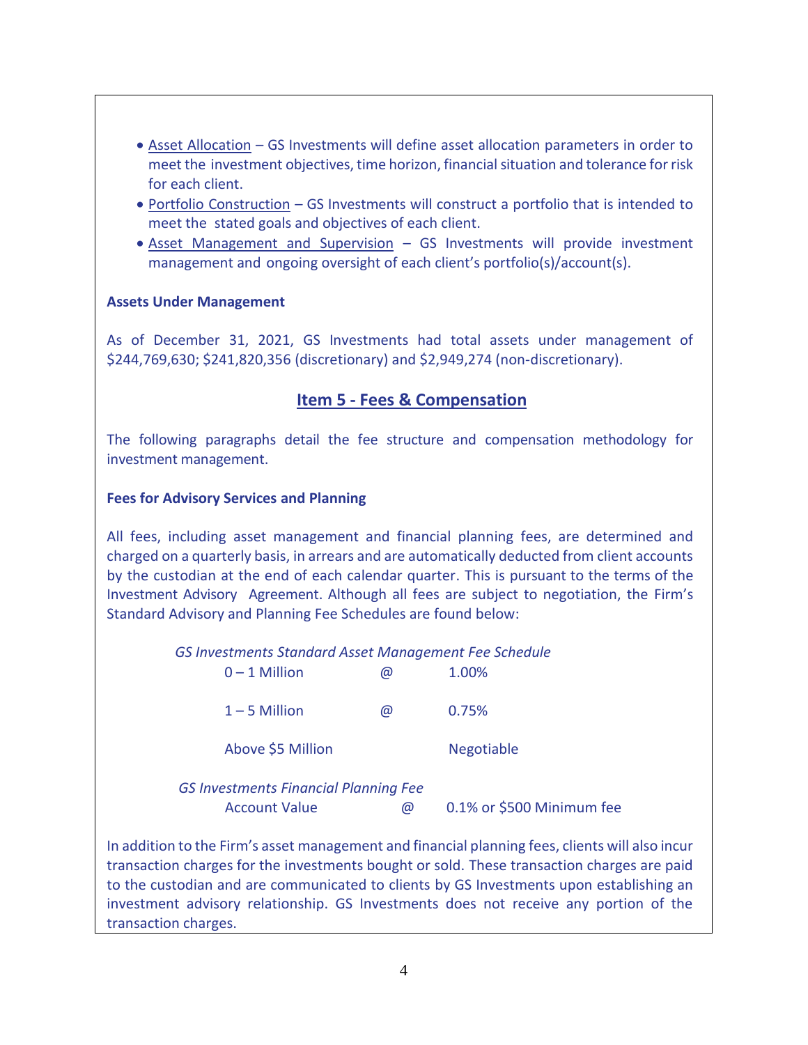- Asset Allocation – GS Investments will define asset allocation parameters in order to meet the investment objectives, time horizon, financial situation and tolerance for risk for each client.
- Portfolio Construction – GS Investments will construct a portfolio that is intended to meet the stated goals and objectives of each client.
- Asset Management and Supervision – GS Investments will provide investment management and ongoing oversight of each client's portfolio(s)/account(s).

**Assets Under Management**

As of December 31, 2021, GS Investments had total assets under management of $244,769,630; $241,820,356 (discretionary) and $2,949,274 (non-discretionary).

## Item 5 - Fees & Compensation

The following paragraphs detail the fee structure and compensation methodology for investment management.

**Fees for Advisory Services and Planning**

All fees, including asset management and financial planning fees, are determined and charged on a quarterly basis, in arrears and are automatically deducted from client accounts by the custodian at the end of each calendar quarter. This is pursuant to the terms of the Investment Advisory Agreement. Although all fees are subject to negotiation, the Firm's Standard Advisory and Planning Fee Schedules are found below:

*GS Investments Standard Asset Management Fee Schedule*

| | | |
|---|---|---|
| 0 – 1 Million | @ | 1.00% |
| 1 – 5 Million | @ | 0.75% |
| Above $5 Million | | Negotiable |

*GS Investments Financial Planning Fee*

| | | |
|---|---|---|
| Account Value | @ | 0.1% or $500 Minimum fee |

In addition to the Firm's asset management and financial planning fees, clients will also incur transaction charges for the investments bought or sold. These transaction charges are paid to the custodian and are communicated to clients by GS Investments upon establishing an investment advisory relationship. GS Investments does not receive any portion of the transaction charges.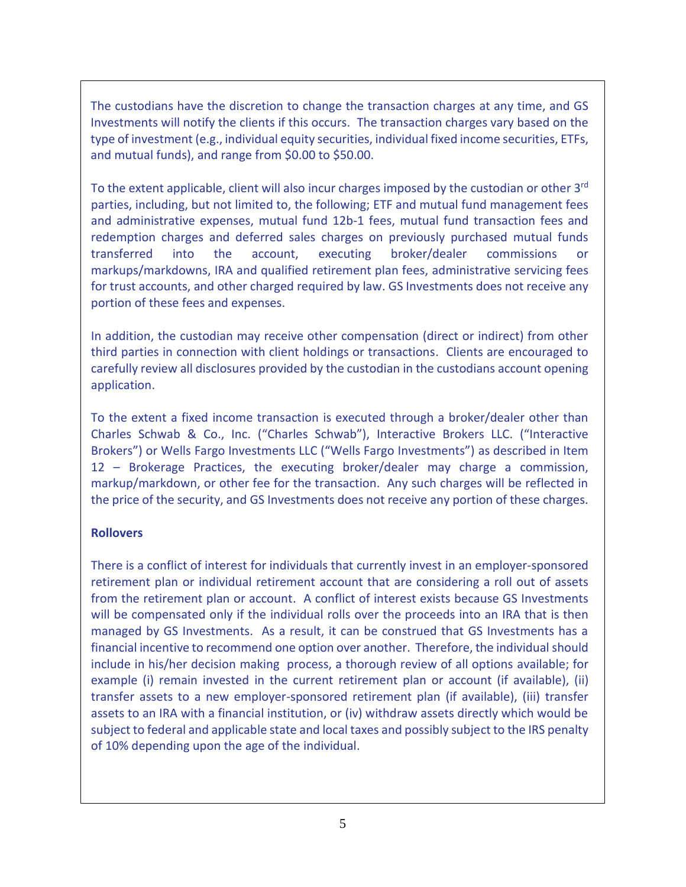The custodians have the discretion to change the transaction charges at any time, and GS Investments will notify the clients if this occurs. The transaction charges vary based on the type of investment (e.g., individual equity securities, individual fixed income securities, ETFs, and mutual funds), and range from $0.00 to $50.00.

To the extent applicable, client will also incur charges imposed by the custodian or other 3rd parties, including, but not limited to, the following; ETF and mutual fund management fees and administrative expenses, mutual fund 12b-1 fees, mutual fund transaction fees and redemption charges and deferred sales charges on previously purchased mutual funds transferred into the account, executing broker/dealer commissions or markups/markdowns, IRA and qualified retirement plan fees, administrative servicing fees for trust accounts, and other charged required by law. GS Investments does not receive any portion of these fees and expenses.

In addition, the custodian may receive other compensation (direct or indirect) from other third parties in connection with client holdings or transactions. Clients are encouraged to carefully review all disclosures provided by the custodian in the custodians account opening application.

To the extent a fixed income transaction is executed through a broker/dealer other than Charles Schwab & Co., Inc. ("Charles Schwab"), Interactive Brokers LLC. ("Interactive Brokers") or Wells Fargo Investments LLC ("Wells Fargo Investments") as described in Item 12 – Brokerage Practices, the executing broker/dealer may charge a commission, markup/markdown, or other fee for the transaction. Any such charges will be reflected in the price of the security, and GS Investments does not receive any portion of these charges.

**Rollovers**

There is a conflict of interest for individuals that currently invest in an employer-sponsored retirement plan or individual retirement account that are considering a roll out of assets from the retirement plan or account. A conflict of interest exists because GS Investments will be compensated only if the individual rolls over the proceeds into an IRA that is then managed by GS Investments. As a result, it can be construed that GS Investments has a financial incentive to recommend one option over another. Therefore, the individual should include in his/her decision making process, a thorough review of all options available; for example (i) remain invested in the current retirement plan or account (if available), (ii) transfer assets to a new employer-sponsored retirement plan (if available), (iii) transfer assets to an IRA with a financial institution, or (iv) withdraw assets directly which would be subject to federal and applicable state and local taxes and possibly subject to the IRS penalty of 10% depending upon the age of the individual.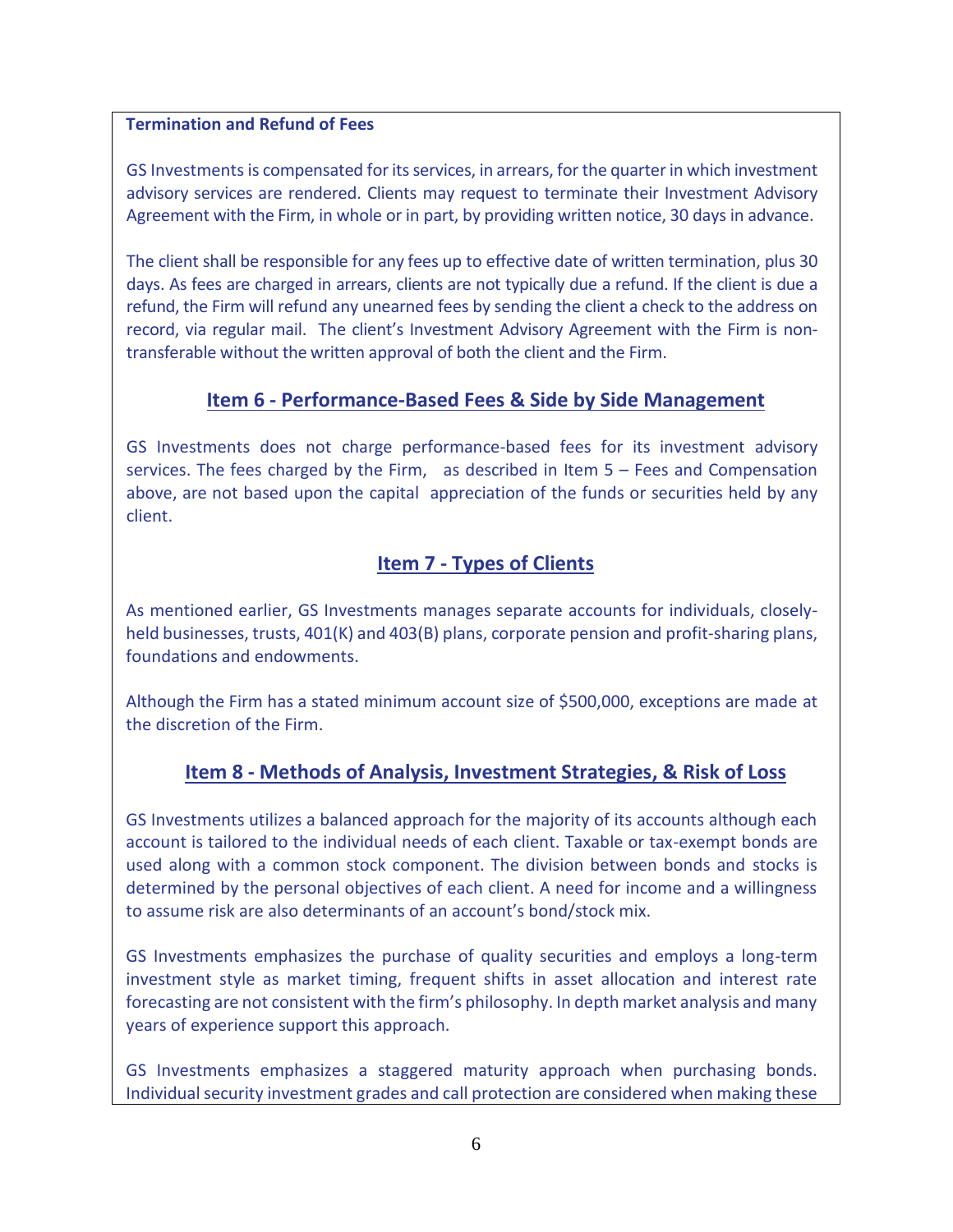**Termination and Refund of Fees**

GS Investments is compensated for its services, in arrears, for the quarter in which investment advisory services are rendered. Clients may request to terminate their Investment Advisory Agreement with the Firm, in whole or in part, by providing written notice, 30 days in advance.

The client shall be responsible for any fees up to effective date of written termination, plus 30 days. As fees are charged in arrears, clients are not typically due a refund. If the client is due a refund, the Firm will refund any unearned fees by sending the client a check to the address on record, via regular mail. The client's Investment Advisory Agreement with the Firm is non-transferable without the written approval of both the client and the Firm.

## Item 6 - Performance-Based Fees & Side by Side Management

GS Investments does not charge performance-based fees for its investment advisory services. The fees charged by the Firm, as described in Item 5 – Fees and Compensation above, are not based upon the capital appreciation of the funds or securities held by any client.

## Item 7 - Types of Clients

As mentioned earlier, GS Investments manages separate accounts for individuals, closely-held businesses, trusts, 401(K) and 403(B) plans, corporate pension and profit-sharing plans, foundations and endowments.

Although the Firm has a stated minimum account size of $500,000, exceptions are made at the discretion of the Firm.

## Item 8 - Methods of Analysis, Investment Strategies, & Risk of Loss

GS Investments utilizes a balanced approach for the majority of its accounts although each account is tailored to the individual needs of each client. Taxable or tax-exempt bonds are used along with a common stock component. The division between bonds and stocks is determined by the personal objectives of each client. A need for income and a willingness to assume risk are also determinants of an account's bond/stock mix.

GS Investments emphasizes the purchase of quality securities and employs a long-term investment style as market timing, frequent shifts in asset allocation and interest rate forecasting are not consistent with the firm's philosophy. In depth market analysis and many years of experience support this approach.

GS Investments emphasizes a staggered maturity approach when purchasing bonds. Individual security investment grades and call protection are considered when making these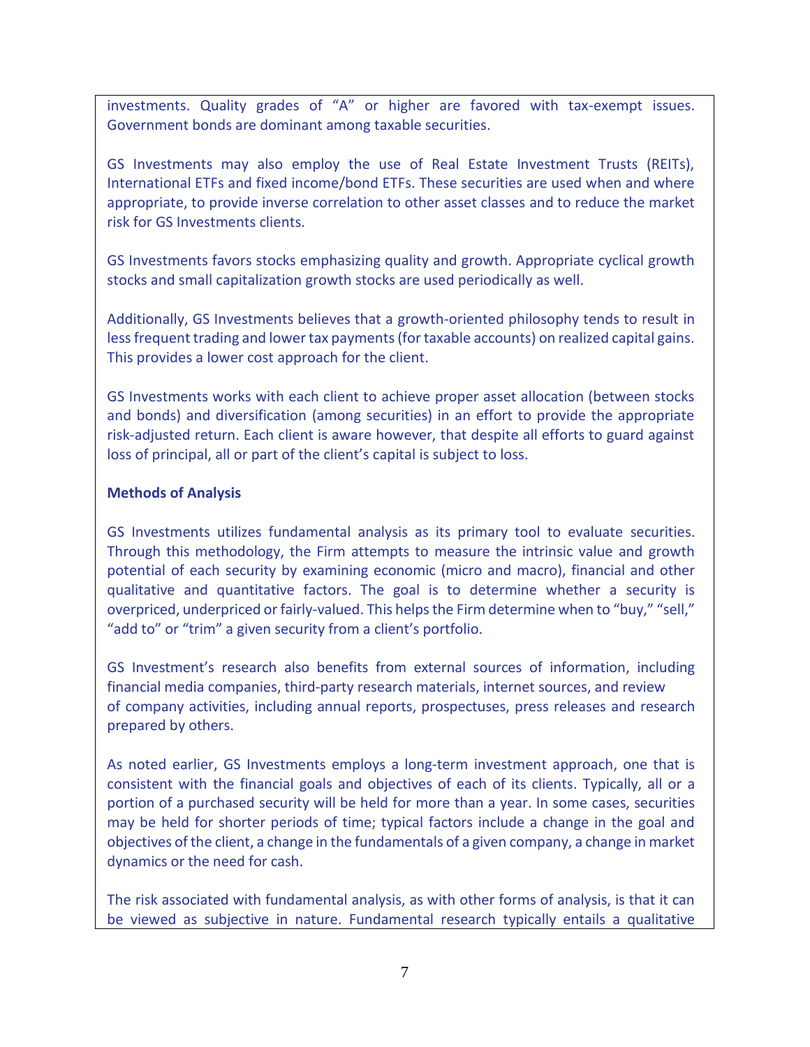investments. Quality grades of "A" or higher are favored with tax-exempt issues. Government bonds are dominant among taxable securities.

GS Investments may also employ the use of Real Estate Investment Trusts (REITs), International ETFs and fixed income/bond ETFs. These securities are used when and where appropriate, to provide inverse correlation to other asset classes and to reduce the market risk for GS Investments clients.

GS Investments favors stocks emphasizing quality and growth. Appropriate cyclical growth stocks and small capitalization growth stocks are used periodically as well.

Additionally, GS Investments believes that a growth-oriented philosophy tends to result in less frequent trading and lower tax payments (for taxable accounts) on realized capital gains. This provides a lower cost approach for the client.

GS Investments works with each client to achieve proper asset allocation (between stocks and bonds) and diversification (among securities) in an effort to provide the appropriate risk-adjusted return. Each client is aware however, that despite all efforts to guard against loss of principal, all or part of the client's capital is subject to loss.

**Methods of Analysis**

GS Investments utilizes fundamental analysis as its primary tool to evaluate securities. Through this methodology, the Firm attempts to measure the intrinsic value and growth potential of each security by examining economic (micro and macro), financial and other qualitative and quantitative factors. The goal is to determine whether a security is overpriced, underpriced or fairly-valued. This helps the Firm determine when to "buy," "sell," "add to" or "trim" a given security from a client's portfolio.

GS Investment's research also benefits from external sources of information, including financial media companies, third-party research materials, internet sources, and review of company activities, including annual reports, prospectuses, press releases and research prepared by others.

As noted earlier, GS Investments employs a long-term investment approach, one that is consistent with the financial goals and objectives of each of its clients. Typically, all or a portion of a purchased security will be held for more than a year. In some cases, securities may be held for shorter periods of time; typical factors include a change in the goal and objectives of the client, a change in the fundamentals of a given company, a change in market dynamics or the need for cash.

The risk associated with fundamental analysis, as with other forms of analysis, is that it can be viewed as subjective in nature. Fundamental research typically entails a qualitative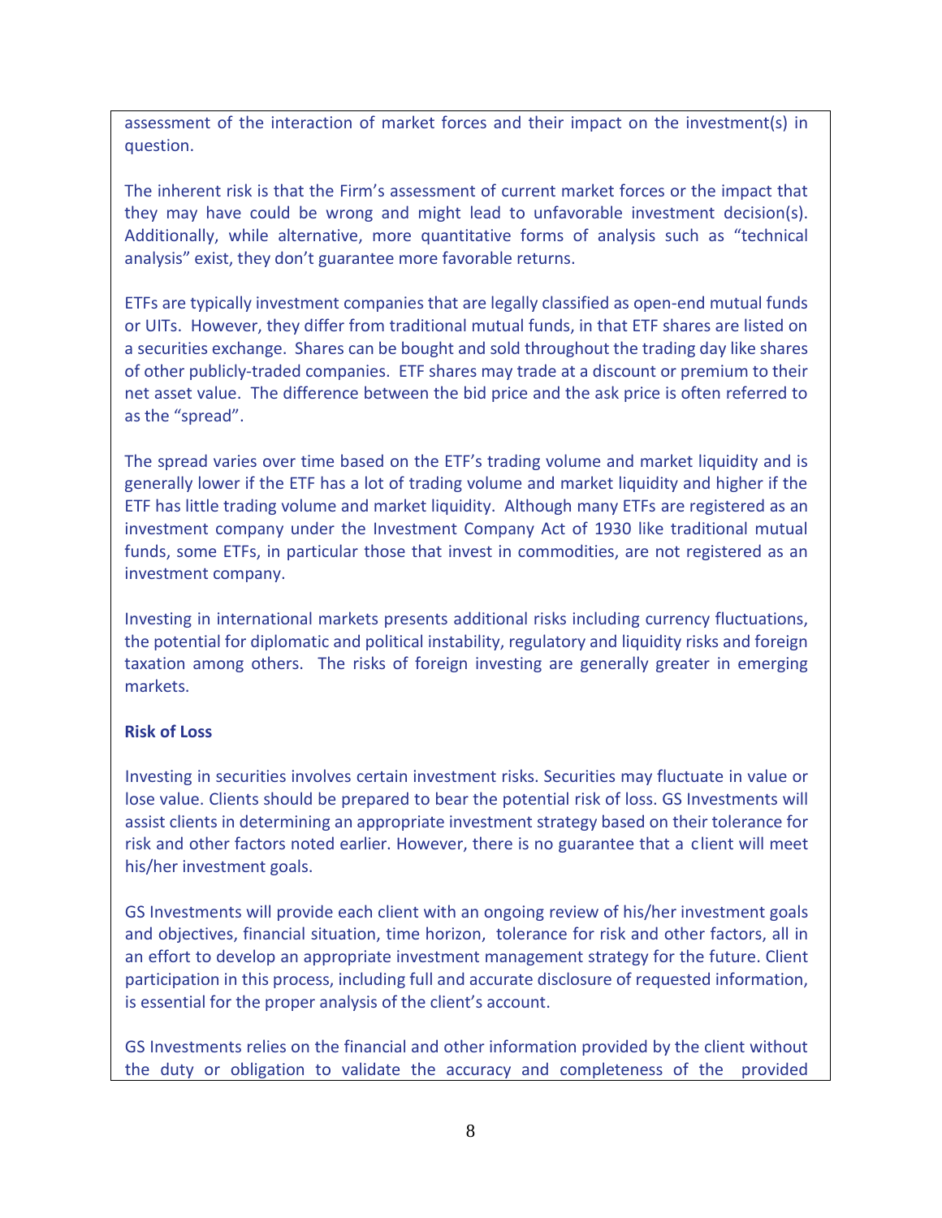assessment of the interaction of market forces and their impact on the investment(s) in question.

The inherent risk is that the Firm's assessment of current market forces or the impact that they may have could be wrong and might lead to unfavorable investment decision(s). Additionally, while alternative, more quantitative forms of analysis such as "technical analysis" exist, they don't guarantee more favorable returns.

ETFs are typically investment companies that are legally classified as open-end mutual funds or UITs. However, they differ from traditional mutual funds, in that ETF shares are listed on a securities exchange. Shares can be bought and sold throughout the trading day like shares of other publicly-traded companies. ETF shares may trade at a discount or premium to their net asset value. The difference between the bid price and the ask price is often referred to as the "spread".

The spread varies over time based on the ETF's trading volume and market liquidity and is generally lower if the ETF has a lot of trading volume and market liquidity and higher if the ETF has little trading volume and market liquidity. Although many ETFs are registered as an investment company under the Investment Company Act of 1930 like traditional mutual funds, some ETFs, in particular those that invest in commodities, are not registered as an investment company.

Investing in international markets presents additional risks including currency fluctuations, the potential for diplomatic and political instability, regulatory and liquidity risks and foreign taxation among others. The risks of foreign investing are generally greater in emerging markets.

**Risk of Loss**

Investing in securities involves certain investment risks. Securities may fluctuate in value or lose value. Clients should be prepared to bear the potential risk of loss. GS Investments will assist clients in determining an appropriate investment strategy based on their tolerance for risk and other factors noted earlier. However, there is no guarantee that a client will meet his/her investment goals.

GS Investments will provide each client with an ongoing review of his/her investment goals and objectives, financial situation, time horizon, tolerance for risk and other factors, all in an effort to develop an appropriate investment management strategy for the future. Client participation in this process, including full and accurate disclosure of requested information, is essential for the proper analysis of the client's account.

GS Investments relies on the financial and other information provided by the client without the duty or obligation to validate the accuracy and completeness of the provided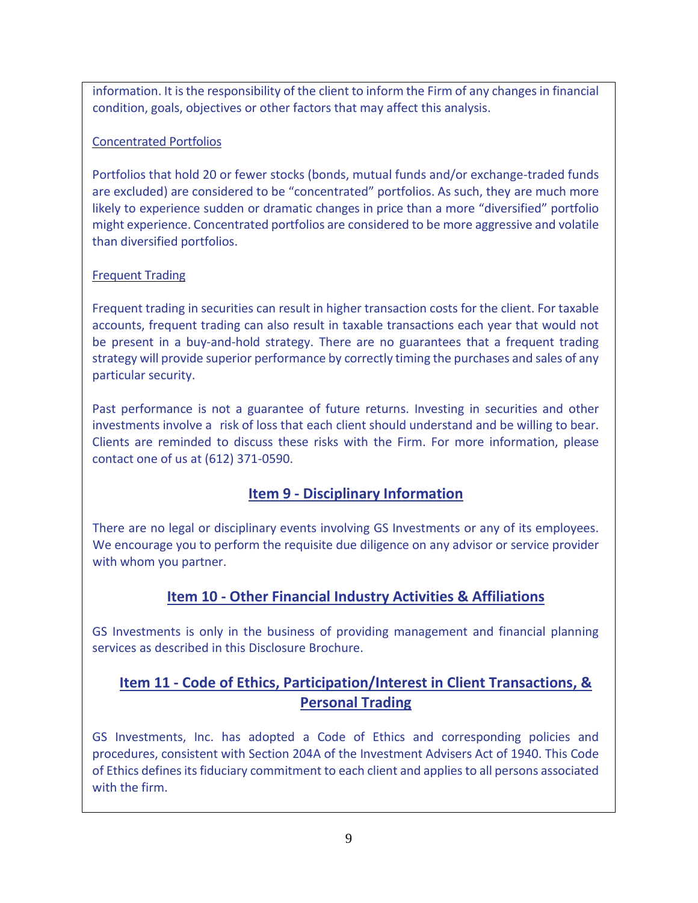information. It is the responsibility of the client to inform the Firm of any changes in financial condition, goals, objectives or other factors that may affect this analysis.

Concentrated Portfolios

Portfolios that hold 20 or fewer stocks (bonds, mutual funds and/or exchange-traded funds are excluded) are considered to be "concentrated" portfolios. As such, they are much more likely to experience sudden or dramatic changes in price than a more "diversified" portfolio might experience. Concentrated portfolios are considered to be more aggressive and volatile than diversified portfolios.

Frequent Trading

Frequent trading in securities can result in higher transaction costs for the client. For taxable accounts, frequent trading can also result in taxable transactions each year that would not be present in a buy-and-hold strategy. There are no guarantees that a frequent trading strategy will provide superior performance by correctly timing the purchases and sales of any particular security.

Past performance is not a guarantee of future returns. Investing in securities and other investments involve a risk of loss that each client should understand and be willing to bear. Clients are reminded to discuss these risks with the Firm. For more information, please contact one of us at (612) 371-0590.

## Item 9 - Disciplinary Information

There are no legal or disciplinary events involving GS Investments or any of its employees. We encourage you to perform the requisite due diligence on any advisor or service provider with whom you partner.

## Item 10 - Other Financial Industry Activities & Affiliations

GS Investments is only in the business of providing management and financial planning services as described in this Disclosure Brochure.

## Item 11 - Code of Ethics, Participation/Interest in Client Transactions, & Personal Trading

GS Investments, Inc. has adopted a Code of Ethics and corresponding policies and procedures, consistent with Section 204A of the Investment Advisers Act of 1940. This Code of Ethics defines its fiduciary commitment to each client and applies to all persons associated with the firm.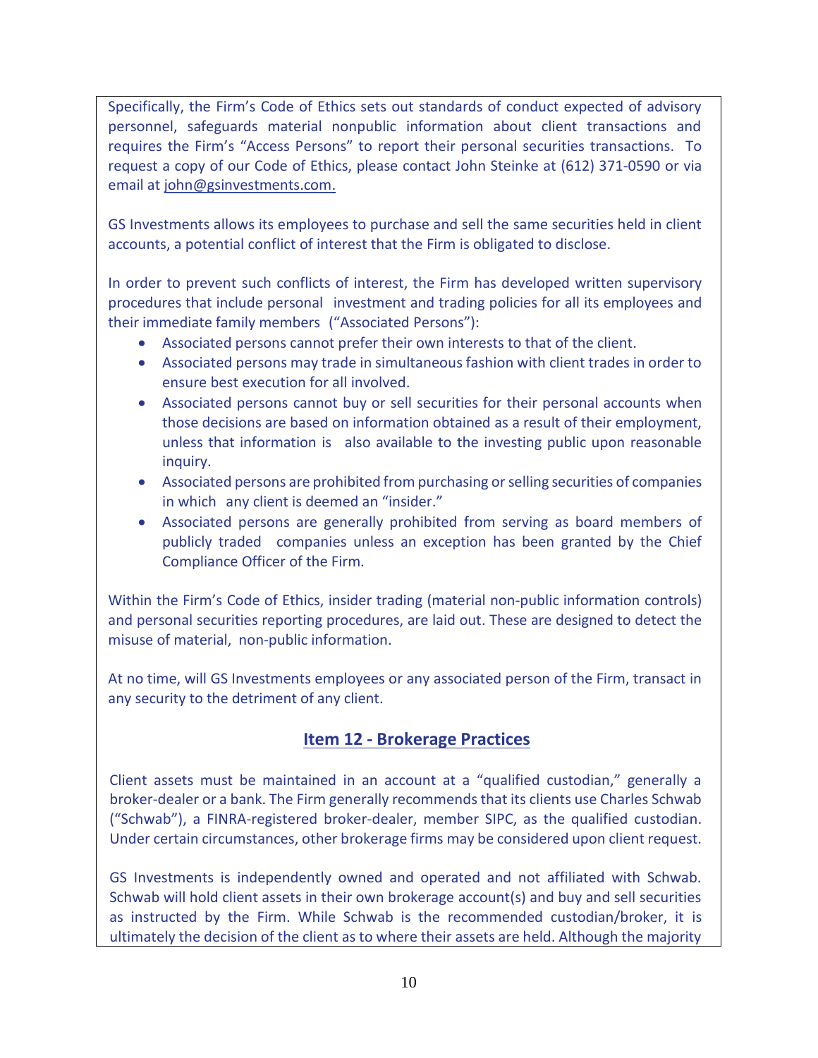Specifically, the Firm's Code of Ethics sets out standards of conduct expected of advisory personnel, safeguards material nonpublic information about client transactions and requires the Firm's "Access Persons" to report their personal securities transactions. To request a copy of our Code of Ethics, please contact John Steinke at (612) 371-0590 or via email at john@gsinvestments.com.

GS Investments allows its employees to purchase and sell the same securities held in client accounts, a potential conflict of interest that the Firm is obligated to disclose.

In order to prevent such conflicts of interest, the Firm has developed written supervisory procedures that include personal investment and trading policies for all its employees and their immediate family members ("Associated Persons"):

- Associated persons cannot prefer their own interests to that of the client.
- Associated persons may trade in simultaneous fashion with client trades in order to ensure best execution for all involved.
- Associated persons cannot buy or sell securities for their personal accounts when those decisions are based on information obtained as a result of their employment, unless that information is also available to the investing public upon reasonable inquiry.
- Associated persons are prohibited from purchasing or selling securities of companies in which any client is deemed an "insider."
- Associated persons are generally prohibited from serving as board members of publicly traded companies unless an exception has been granted by the Chief Compliance Officer of the Firm.

Within the Firm's Code of Ethics, insider trading (material non-public information controls) and personal securities reporting procedures, are laid out. These are designed to detect the misuse of material, non-public information.

At no time, will GS Investments employees or any associated person of the Firm, transact in any security to the detriment of any client.

## Item 12 - Brokerage Practices

Client assets must be maintained in an account at a "qualified custodian," generally a broker-dealer or a bank. The Firm generally recommends that its clients use Charles Schwab ("Schwab"), a FINRA-registered broker-dealer, member SIPC, as the qualified custodian. Under certain circumstances, other brokerage firms may be considered upon client request.

GS Investments is independently owned and operated and not affiliated with Schwab. Schwab will hold client assets in their own brokerage account(s) and buy and sell securities as instructed by the Firm. While Schwab is the recommended custodian/broker, it is ultimately the decision of the client as to where their assets are held. Although the majority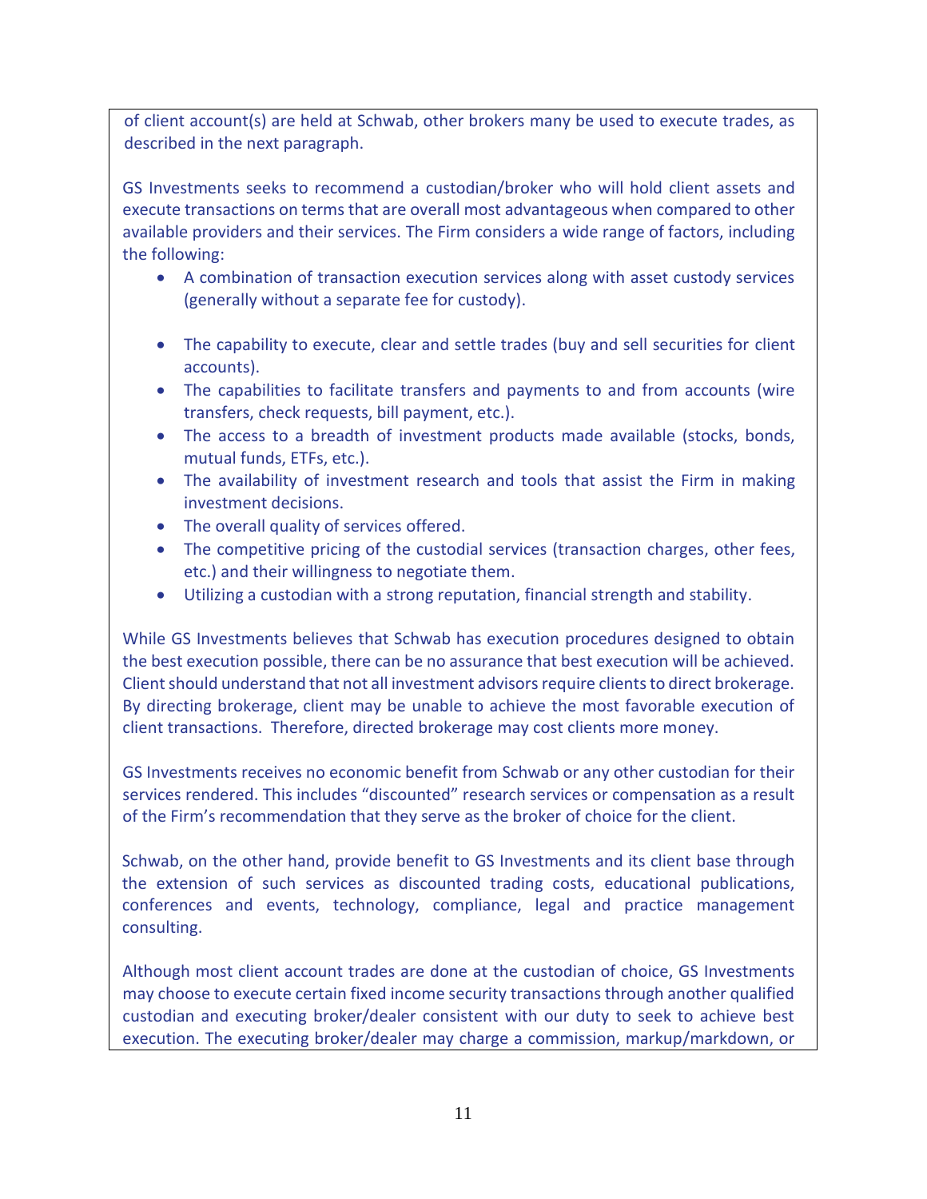of client account(s) are held at Schwab, other brokers many be used to execute trades, as described in the next paragraph.

GS Investments seeks to recommend a custodian/broker who will hold client assets and execute transactions on terms that are overall most advantageous when compared to other available providers and their services. The Firm considers a wide range of factors, including the following:

- A combination of transaction execution services along with asset custody services (generally without a separate fee for custody).
- The capability to execute, clear and settle trades (buy and sell securities for client accounts).
- The capabilities to facilitate transfers and payments to and from accounts (wire transfers, check requests, bill payment, etc.).
- The access to a breadth of investment products made available (stocks, bonds, mutual funds, ETFs, etc.).
- The availability of investment research and tools that assist the Firm in making investment decisions.
- The overall quality of services offered.
- The competitive pricing of the custodial services (transaction charges, other fees, etc.) and their willingness to negotiate them.
- Utilizing a custodian with a strong reputation, financial strength and stability.

While GS Investments believes that Schwab has execution procedures designed to obtain the best execution possible, there can be no assurance that best execution will be achieved. Client should understand that not all investment advisors require clients to direct brokerage. By directing brokerage, client may be unable to achieve the most favorable execution of client transactions. Therefore, directed brokerage may cost clients more money.

GS Investments receives no economic benefit from Schwab or any other custodian for their services rendered. This includes "discounted" research services or compensation as a result of the Firm's recommendation that they serve as the broker of choice for the client.

Schwab, on the other hand, provide benefit to GS Investments and its client base through the extension of such services as discounted trading costs, educational publications, conferences and events, technology, compliance, legal and practice management consulting.

Although most client account trades are done at the custodian of choice, GS Investments may choose to execute certain fixed income security transactions through another qualified custodian and executing broker/dealer consistent with our duty to seek to achieve best execution. The executing broker/dealer may charge a commission, markup/markdown, or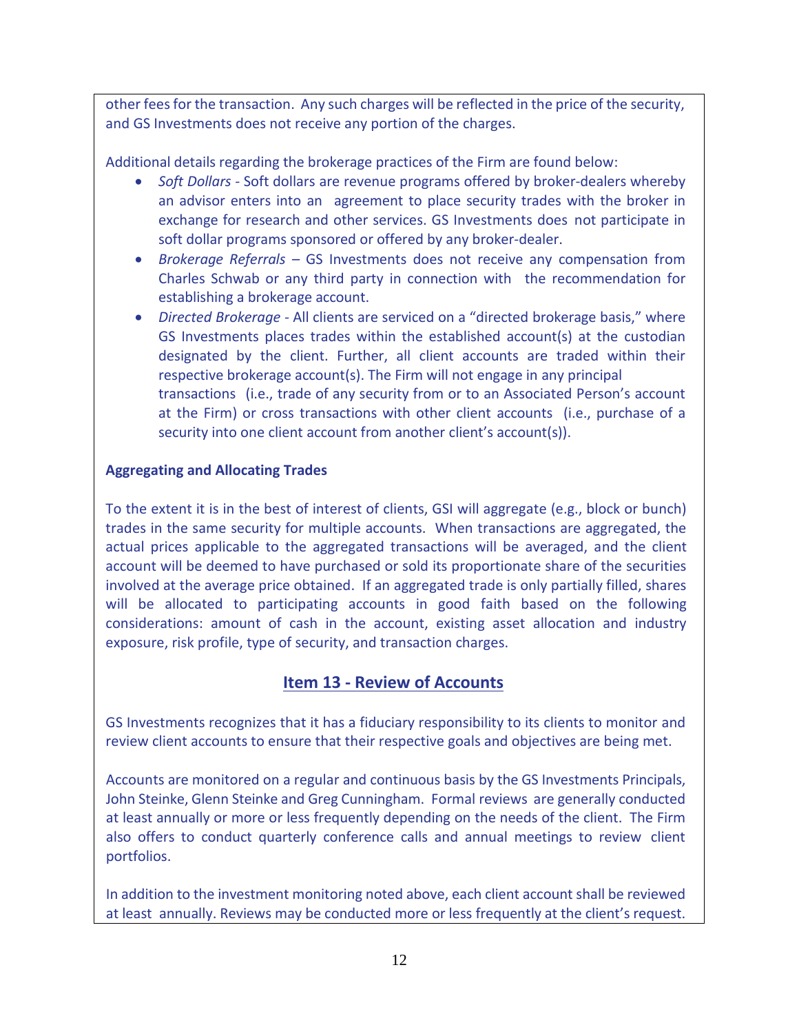other fees for the transaction. Any such charges will be reflected in the price of the security, and GS Investments does not receive any portion of the charges.

Additional details regarding the brokerage practices of the Firm are found below:

- *Soft Dollars* - Soft dollars are revenue programs offered by broker-dealers whereby an advisor enters into an agreement to place security trades with the broker in exchange for research and other services. GS Investments does not participate in soft dollar programs sponsored or offered by any broker-dealer.
- *Brokerage Referrals* – GS Investments does not receive any compensation from Charles Schwab or any third party in connection with the recommendation for establishing a brokerage account.
- *Directed Brokerage* - All clients are serviced on a "directed brokerage basis," where GS Investments places trades within the established account(s) at the custodian designated by the client. Further, all client accounts are traded within their respective brokerage account(s). The Firm will not engage in any principal transactions (i.e., trade of any security from or to an Associated Person's account at the Firm) or cross transactions with other client accounts (i.e., purchase of a security into one client account from another client's account(s)).

**Aggregating and Allocating Trades**

To the extent it is in the best of interest of clients, GSI will aggregate (e.g., block or bunch) trades in the same security for multiple accounts. When transactions are aggregated, the actual prices applicable to the aggregated transactions will be averaged, and the client account will be deemed to have purchased or sold its proportionate share of the securities involved at the average price obtained. If an aggregated trade is only partially filled, shares will be allocated to participating accounts in good faith based on the following considerations: amount of cash in the account, existing asset allocation and industry exposure, risk profile, type of security, and transaction charges.

## Item 13 - Review of Accounts

GS Investments recognizes that it has a fiduciary responsibility to its clients to monitor and review client accounts to ensure that their respective goals and objectives are being met.

Accounts are monitored on a regular and continuous basis by the GS Investments Principals, John Steinke, Glenn Steinke and Greg Cunningham. Formal reviews are generally conducted at least annually or more or less frequently depending on the needs of the client. The Firm also offers to conduct quarterly conference calls and annual meetings to review client portfolios.

In addition to the investment monitoring noted above, each client account shall be reviewed at least annually. Reviews may be conducted more or less frequently at the client's request.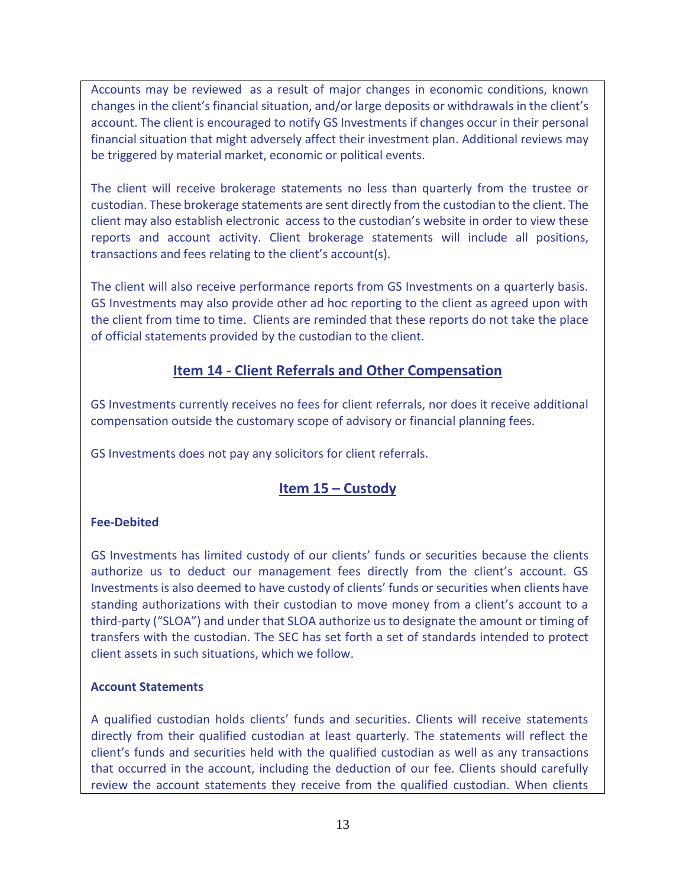Accounts may be reviewed as a result of major changes in economic conditions, known changes in the client's financial situation, and/or large deposits or withdrawals in the client's account. The client is encouraged to notify GS Investments if changes occur in their personal financial situation that might adversely affect their investment plan. Additional reviews may be triggered by material market, economic or political events.

The client will receive brokerage statements no less than quarterly from the trustee or custodian. These brokerage statements are sent directly from the custodian to the client. The client may also establish electronic access to the custodian's website in order to view these reports and account activity. Client brokerage statements will include all positions, transactions and fees relating to the client's account(s).

The client will also receive performance reports from GS Investments on a quarterly basis. GS Investments may also provide other ad hoc reporting to the client as agreed upon with the client from time to time. Clients are reminded that these reports do not take the place of official statements provided by the custodian to the client.

## Item 14 - Client Referrals and Other Compensation

GS Investments currently receives no fees for client referrals, nor does it receive additional compensation outside the customary scope of advisory or financial planning fees.

GS Investments does not pay any solicitors for client referrals.

## Item 15 – Custody

**Fee-Debited**

GS Investments has limited custody of our clients' funds or securities because the clients authorize us to deduct our management fees directly from the client's account. GS Investments is also deemed to have custody of clients' funds or securities when clients have standing authorizations with their custodian to move money from a client's account to a third-party ("SLOA") and under that SLOA authorize us to designate the amount or timing of transfers with the custodian. The SEC has set forth a set of standards intended to protect client assets in such situations, which we follow.

**Account Statements**

A qualified custodian holds clients' funds and securities. Clients will receive statements directly from their qualified custodian at least quarterly. The statements will reflect the client's funds and securities held with the qualified custodian as well as any transactions that occurred in the account, including the deduction of our fee. Clients should carefully review the account statements they receive from the qualified custodian. When clients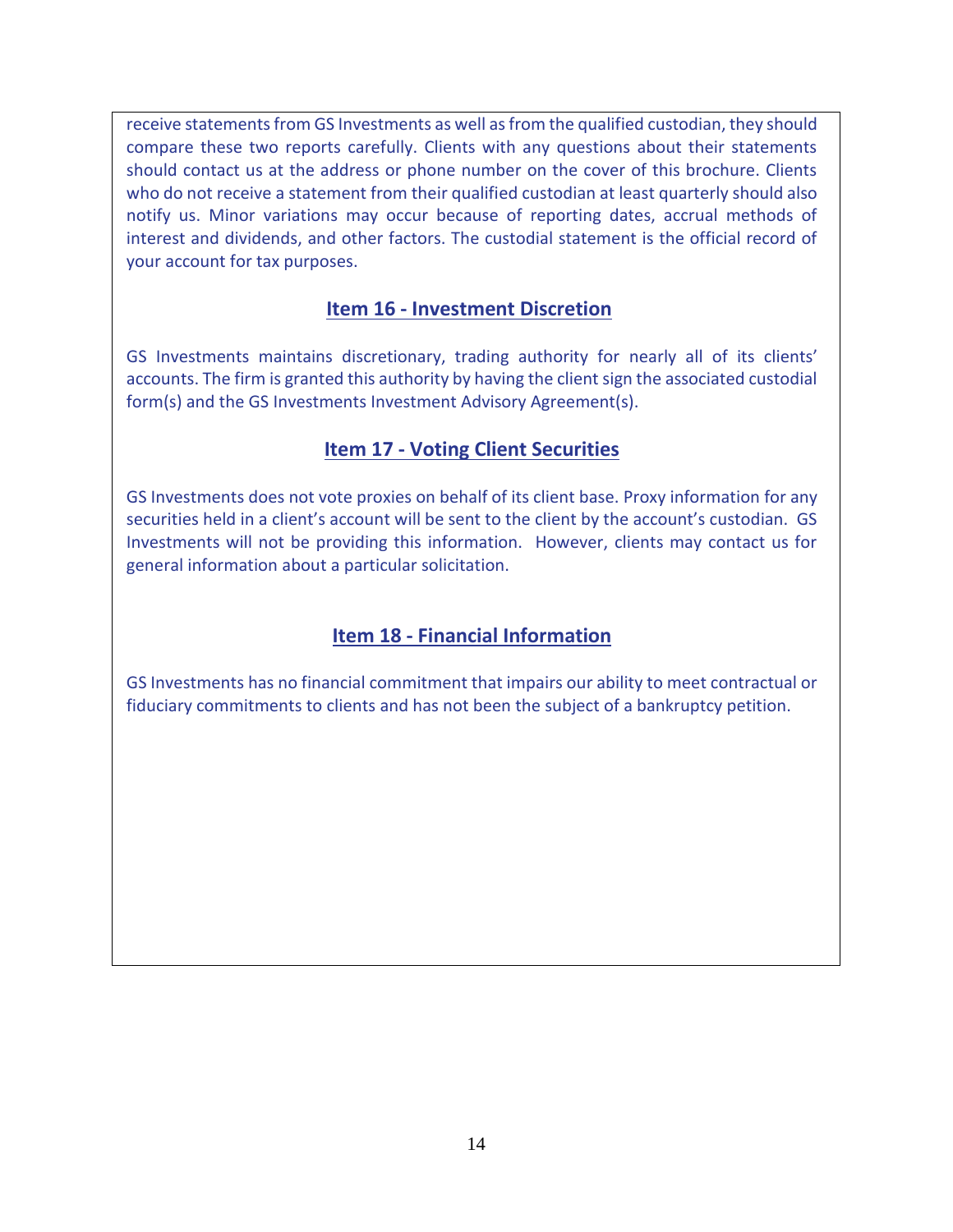receive statements from GS Investments as well as from the qualified custodian, they should compare these two reports carefully. Clients with any questions about their statements should contact us at the address or phone number on the cover of this brochure. Clients who do not receive a statement from their qualified custodian at least quarterly should also notify us. Minor variations may occur because of reporting dates, accrual methods of interest and dividends, and other factors. The custodial statement is the official record of your account for tax purposes.

## Item 16 - Investment Discretion

GS Investments maintains discretionary, trading authority for nearly all of its clients' accounts. The firm is granted this authority by having the client sign the associated custodial form(s) and the GS Investments Investment Advisory Agreement(s).

## Item 17 - Voting Client Securities

GS Investments does not vote proxies on behalf of its client base. Proxy information for any securities held in a client's account will be sent to the client by the account's custodian. GS Investments will not be providing this information. However, clients may contact us for general information about a particular solicitation.

## Item 18 - Financial Information

GS Investments has no financial commitment that impairs our ability to meet contractual or fiduciary commitments to clients and has not been the subject of a bankruptcy petition.